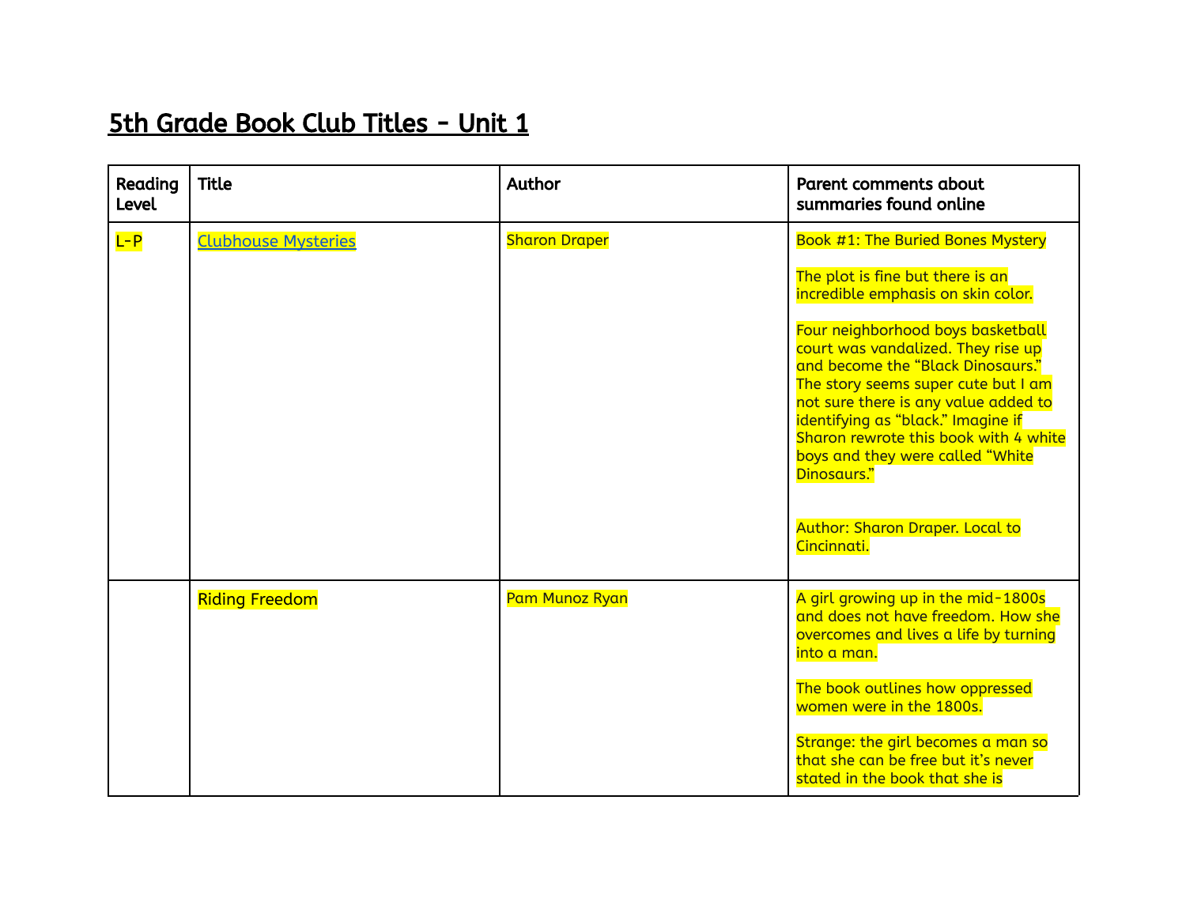# 5th Grade Book Club Titles - Unit 1

| Reading Level | Title | Author | Parent comments about summaries found online |
|---|---|---|---|
| L-P | [Clubhouse Mysteries]() | Sharon Draper | Book #1: The Buried Bones Mystery<br><br>The plot is fine but there is an incredible emphasis on skin color.<br><br>Four neighborhood boys basketball court was vandalized. They rise up and become the "Black Dinosaurs." The story seems super cute but I am not sure there is any value added to identifying as "black." Imagine if Sharon rewrote this book with 4 white boys and they were called "White Dinosaurs."<br><br>Author: Sharon Draper. Local to Cincinnati. |
| | Riding Freedom | Pam Munoz Ryan | A girl growing up in the mid-1800s and does not have freedom. How she overcomes and lives a life by turning into a man.<br><br>The book outlines how oppressed women were in the 1800s.<br><br>Strange: the girl becomes a man so that she can be free but it's never stated in the book that she is |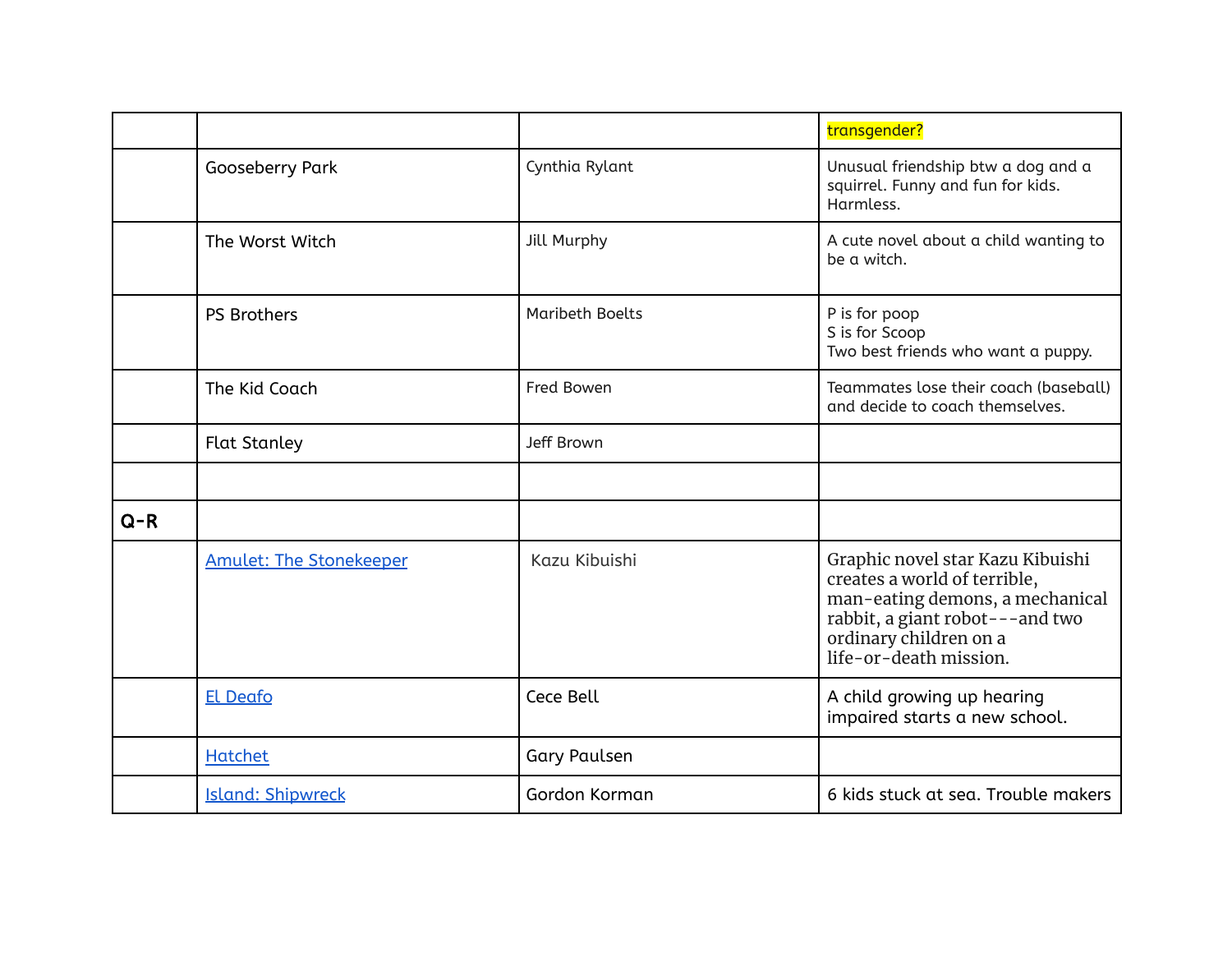| | | | |
|---|---|---|---|
| | | | transgender? |
| | Gooseberry Park | Cynthia Rylant | Unusual friendship btw a dog and a squirrel. Funny and fun for kids. Harmless. |
| | The Worst Witch | Jill Murphy | A cute novel about a child wanting to be a witch. |
| | PS Brothers | Maribeth Boelts | P is for poop<br>S is for Scoop<br>Two best friends who want a puppy. |
| | The Kid Coach | Fred Bowen | Teammates lose their coach (baseball) and decide to coach themselves. |
| | Flat Stanley | Jeff Brown | |
| | | | |
| **Q-R** | | | |
| | Amulet: The Stonekeeper | Kazu Kibuishi | Graphic novel star Kazu Kibuishi creates a world of terrible, man-eating demons, a mechanical rabbit, a giant robot---and two ordinary children on a life-or-death mission. |
| | El Deafo | Cece Bell | A child growing up hearing impaired starts a new school. |
| | Hatchet | Gary Paulsen | |
| | Island: Shipwreck | Gordon Korman | 6 kids stuck at sea. Trouble makers |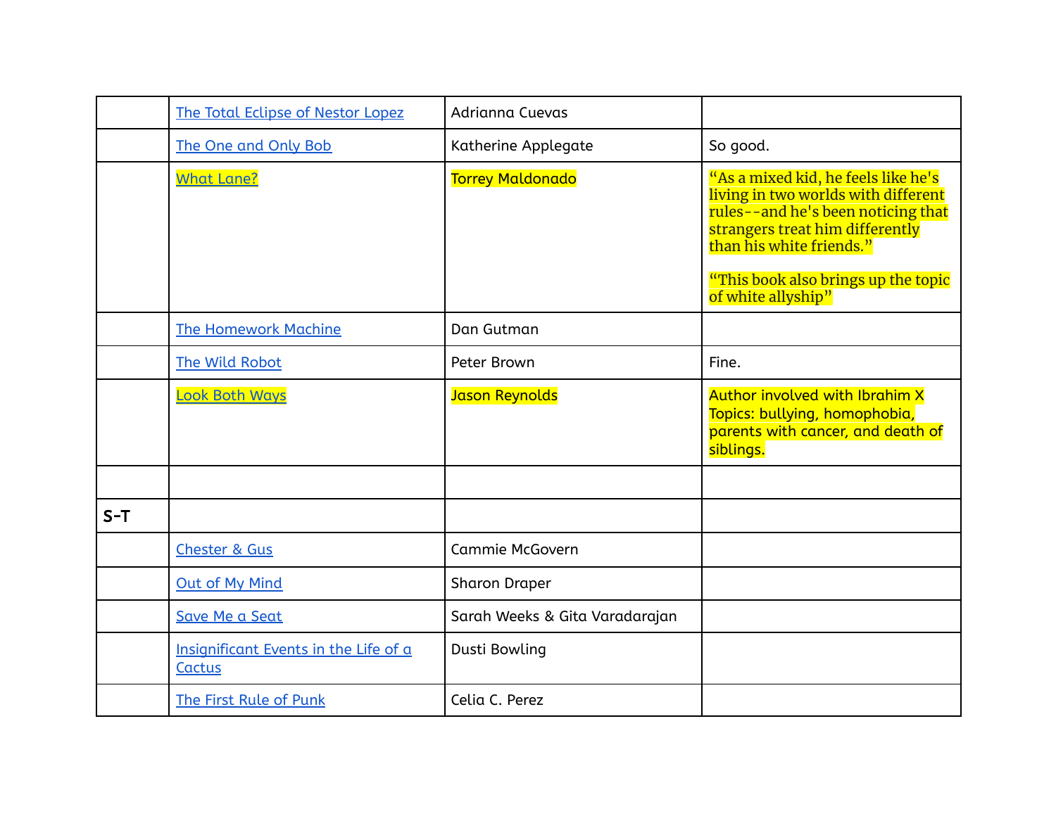| | | | |
|---|---|---|---|
| | The Total Eclipse of Nestor Lopez | Adrianna Cuevas | |
| | The One and Only Bob | Katherine Applegate | So good. |
| | What Lane? | Torrey Maldonado | "As a mixed kid, he feels like he's living in two worlds with different rules--and he's been noticing that strangers treat him differently than his white friends."<br><br>"This book also brings up the topic of white allyship" |
| | The Homework Machine | Dan Gutman | |
| | The Wild Robot | Peter Brown | Fine. |
| | Look Both Ways | Jason Reynolds | Author involved with Ibrahim X<br>Topics: bullying, homophobia, parents with cancer, and death of siblings. |
| | | | |
| **S-T** | | | |
| | Chester & Gus | Cammie McGovern | |
| | Out of My Mind | Sharon Draper | |
| | Save Me a Seat | Sarah Weeks & Gita Varadarajan | |
| | Insignificant Events in the Life of a Cactus | Dusti Bowling | |
| | The First Rule of Punk | Celia C. Perez | |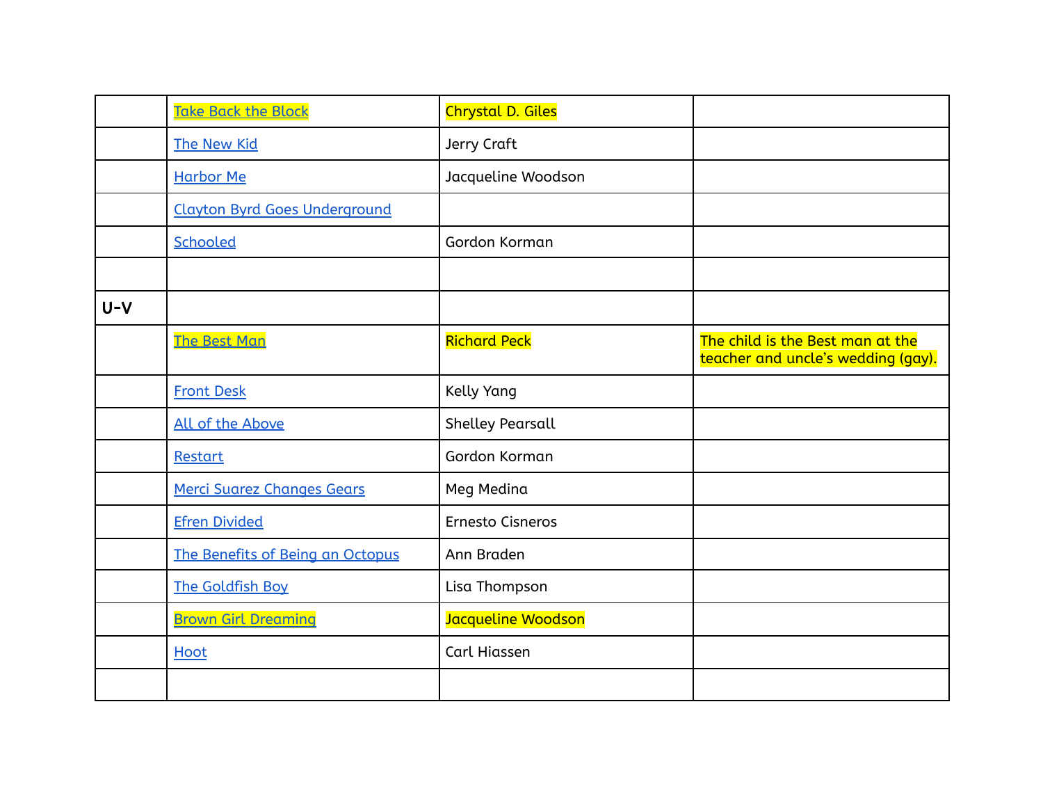| | | | |
|---|---|---|---|
| | Take Back the Block | Chrystal D. Giles | |
| | The New Kid | Jerry Craft | |
| | Harbor Me | Jacqueline Woodson | |
| | Clayton Byrd Goes Underground | | |
| | Schooled | Gordon Korman | |
| | | | |
| **U-V** | | | |
| | The Best Man | Richard Peck | The child is the Best man at the teacher and uncle's wedding (gay). |
| | Front Desk | Kelly Yang | |
| | All of the Above | Shelley Pearsall | |
| | Restart | Gordon Korman | |
| | Merci Suarez Changes Gears | Meg Medina | |
| | Efren Divided | Ernesto Cisneros | |
| | The Benefits of Being an Octopus | Ann Braden | |
| | The Goldfish Boy | Lisa Thompson | |
| | Brown Girl Dreaming | Jacqueline Woodson | |
| | Hoot | Carl Hiassen | |
| | | | |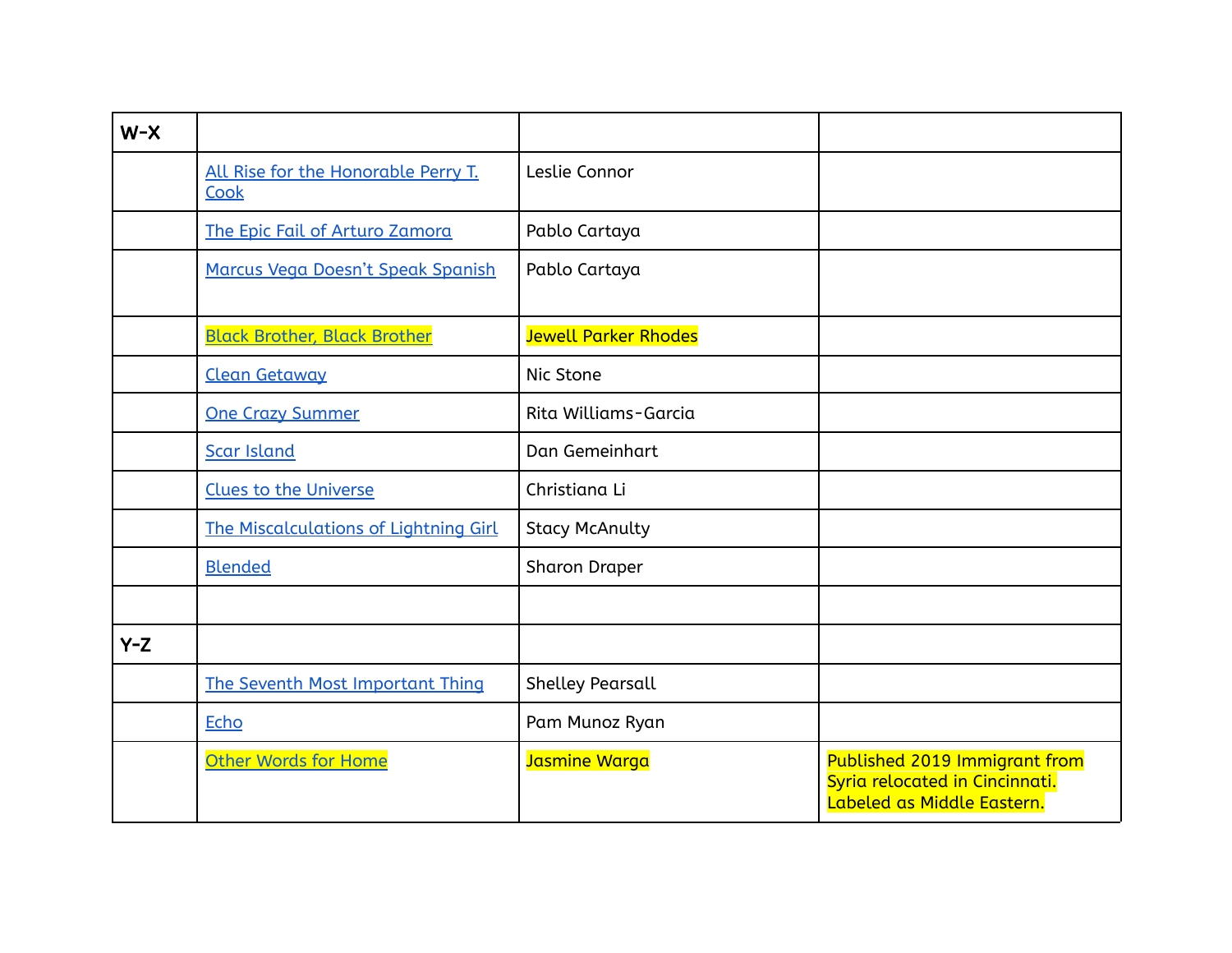| W-X | | | |
|---|---|---|---|
| | All Rise for the Honorable Perry T. Cook | Leslie Connor | |
| | The Epic Fail of Arturo Zamora | Pablo Cartaya | |
| | Marcus Vega Doesn't Speak Spanish | Pablo Cartaya | |
| | Black Brother, Black Brother | Jewell Parker Rhodes | |
| | Clean Getaway | Nic Stone | |
| | One Crazy Summer | Rita Williams-Garcia | |
| | Scar Island | Dan Gemeinhart | |
| | Clues to the Universe | Christiana Li | |
| | The Miscalculations of Lightning Girl | Stacy McAnulty | |
| | Blended | Sharon Draper | |
| | | | |
| Y-Z | | | |
| | The Seventh Most Important Thing | Shelley Pearsall | |
| | Echo | Pam Munoz Ryan | |
| | Other Words for Home | Jasmine Warga | Published 2019 Immigrant from Syria relocated in Cincinnati. Labeled as Middle Eastern. |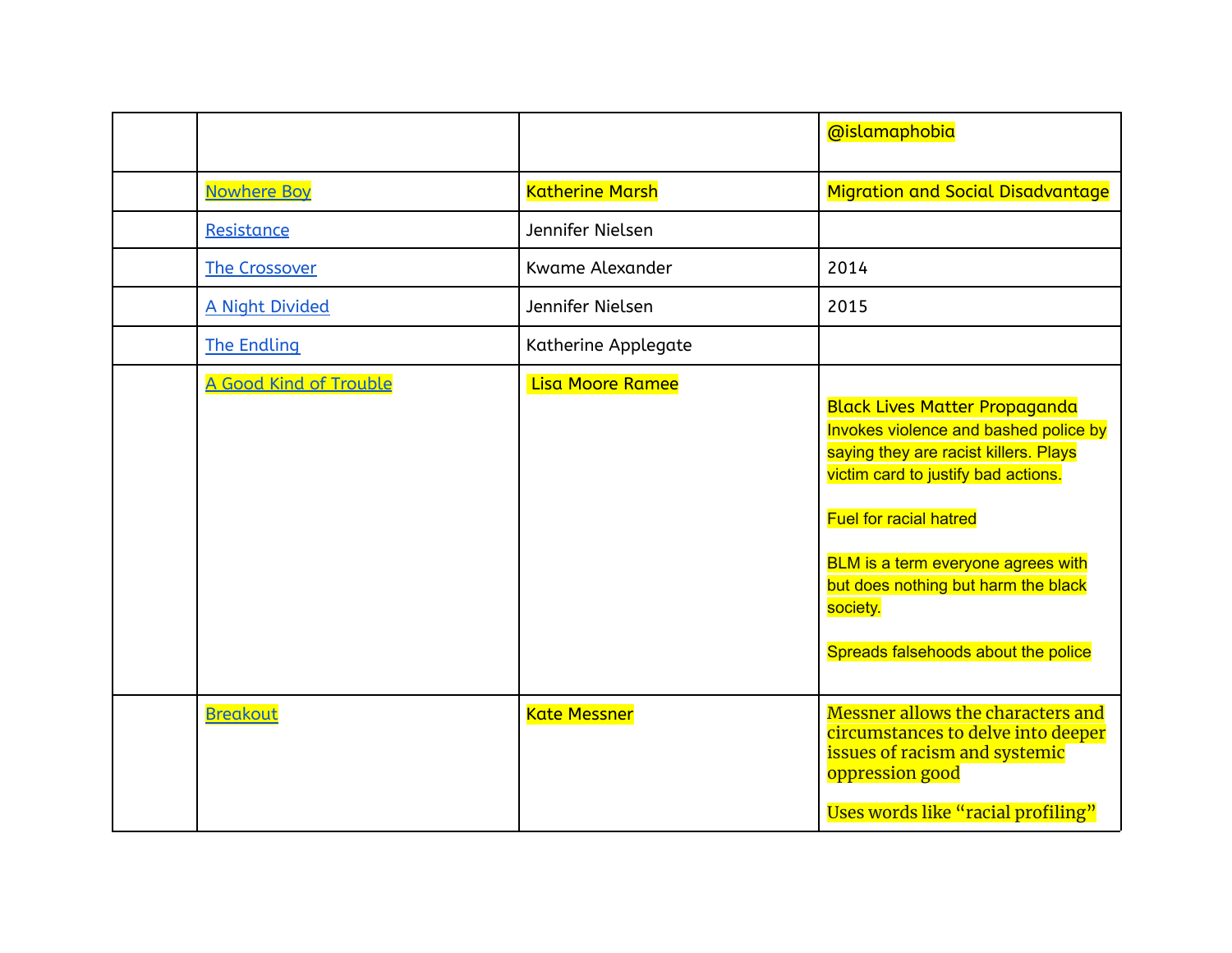| | | | @islamaphobia |
|---|---|---|---|
| | Nowhere Boy | Katherine Marsh | Migration and Social Disadvantage |
| | Resistance | Jennifer Nielsen | |
| | The Crossover | Kwame Alexander | 2014 |
| | A Night Divided | Jennifer Nielsen | 2015 |
| | The Endling | Katherine Applegate | |
| | A Good Kind of Trouble | Lisa Moore Ramee | Black Lives Matter Propaganda<br>Invokes violence and bashed police by saying they are racist killers. Plays victim card to justify bad actions.<br><br>Fuel for racial hatred<br><br>BLM is a term everyone agrees with but does nothing but harm the black society.<br><br>Spreads falsehoods about the police |
| | Breakout | Kate Messner | Messner allows the characters and circumstances to delve into deeper issues of racism and systemic oppression good<br><br>Uses words like "racial profiling" |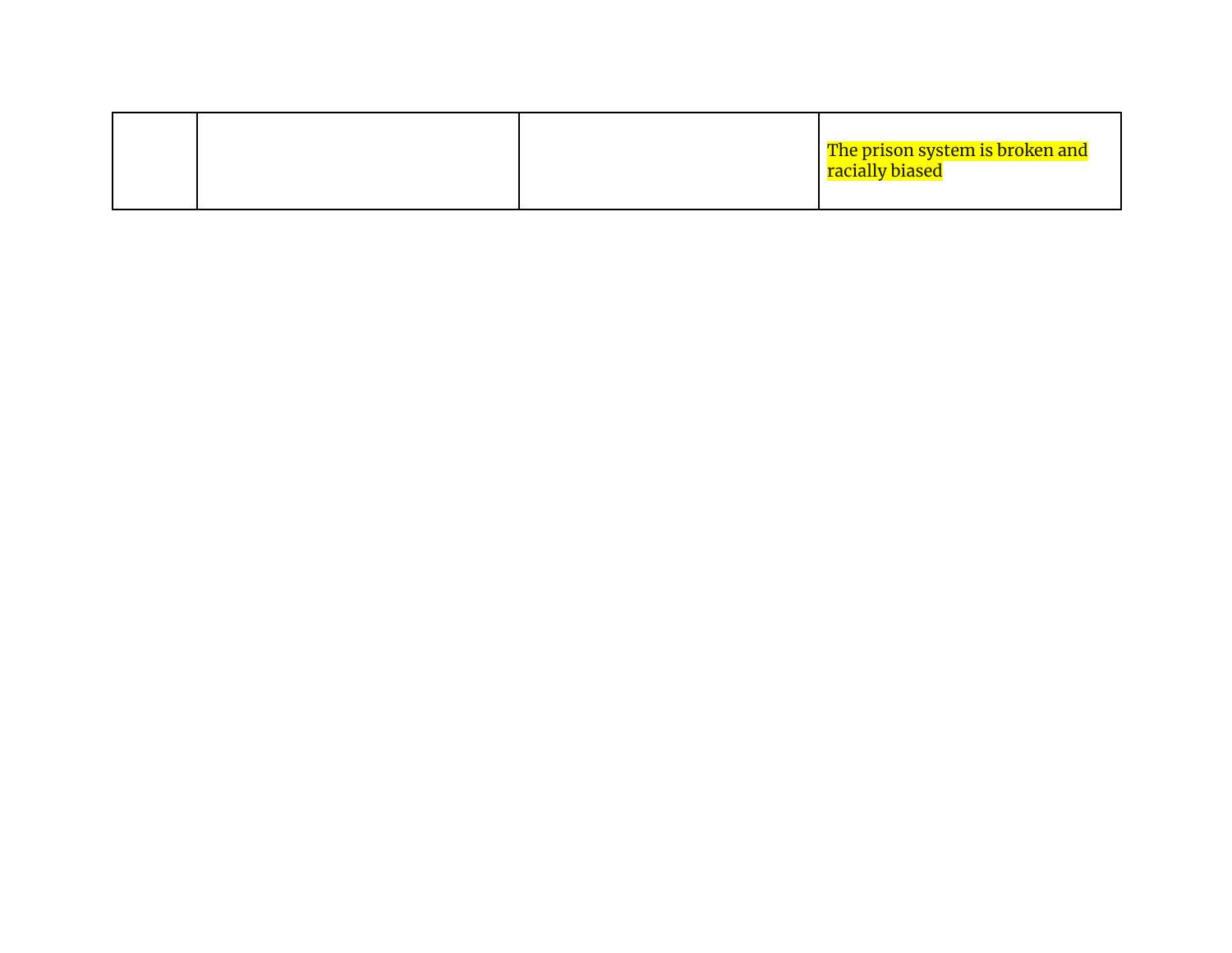| | | | |
|---|---|---|---|
| | | | The prison system is broken and racially biased |